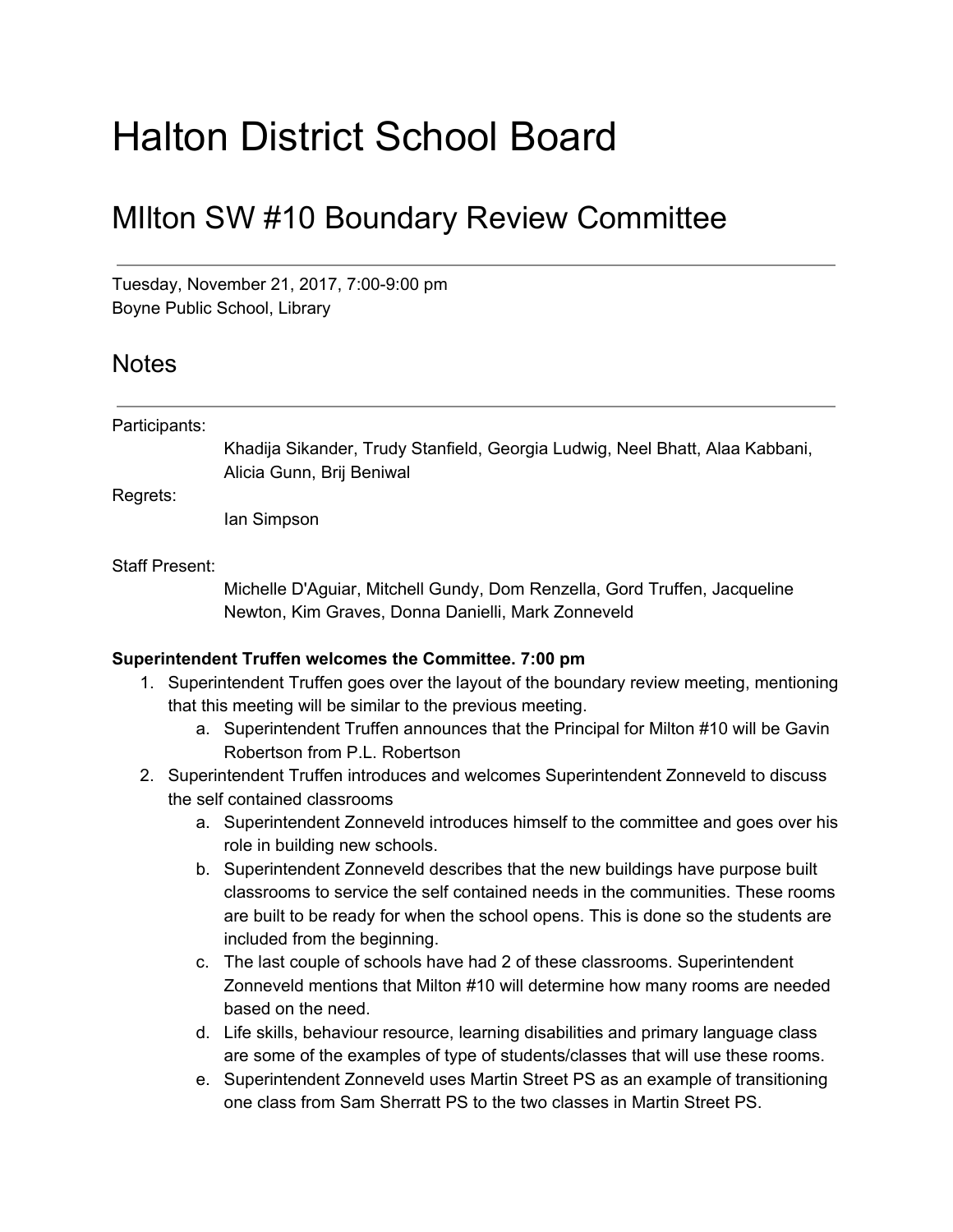# Halton District School Board

## MIlton SW #10 Boundary Review Committee

---

Tuesday, November 21, 2017, 7:00-9:00 pm
Boyne Public School, Library

## Notes

---

Participants:

Khadija Sikander, Trudy Stanfield, Georgia Ludwig, Neel Bhatt, Alaa Kabbani, Alicia Gunn, Brij Beniwal

Regrets:

Ian Simpson

Staff Present:

Michelle D'Aguiar, Mitchell Gundy, Dom Renzella, Gord Truffen, Jacqueline Newton, Kim Graves, Donna Danielli, Mark Zonneveld

**Superintendent Truffen welcomes the Committee. 7:00 pm**

1. Superintendent Truffen goes over the layout of the boundary review meeting, mentioning that this meeting will be similar to the previous meeting.
    a. Superintendent Truffen announces that the Principal for Milton #10 will be Gavin Robertson from P.L. Robertson
2. Superintendent Truffen introduces and welcomes Superintendent Zonneveld to discuss the self contained classrooms
    a. Superintendent Zonneveld introduces himself to the committee and goes over his role in building new schools.
    b. Superintendent Zonneveld describes that the new buildings have purpose built classrooms to service the self contained needs in the communities. These rooms are built to be ready for when the school opens. This is done so the students are included from the beginning.
    c. The last couple of schools have had 2 of these classrooms. Superintendent Zonneveld mentions that Milton #10 will determine how many rooms are needed based on the need.
    d. Life skills, behaviour resource, learning disabilities and primary language class are some of the examples of type of students/classes that will use these rooms.
    e. Superintendent Zonneveld uses Martin Street PS as an example of transitioning one class from Sam Sherratt PS to the two classes in Martin Street PS.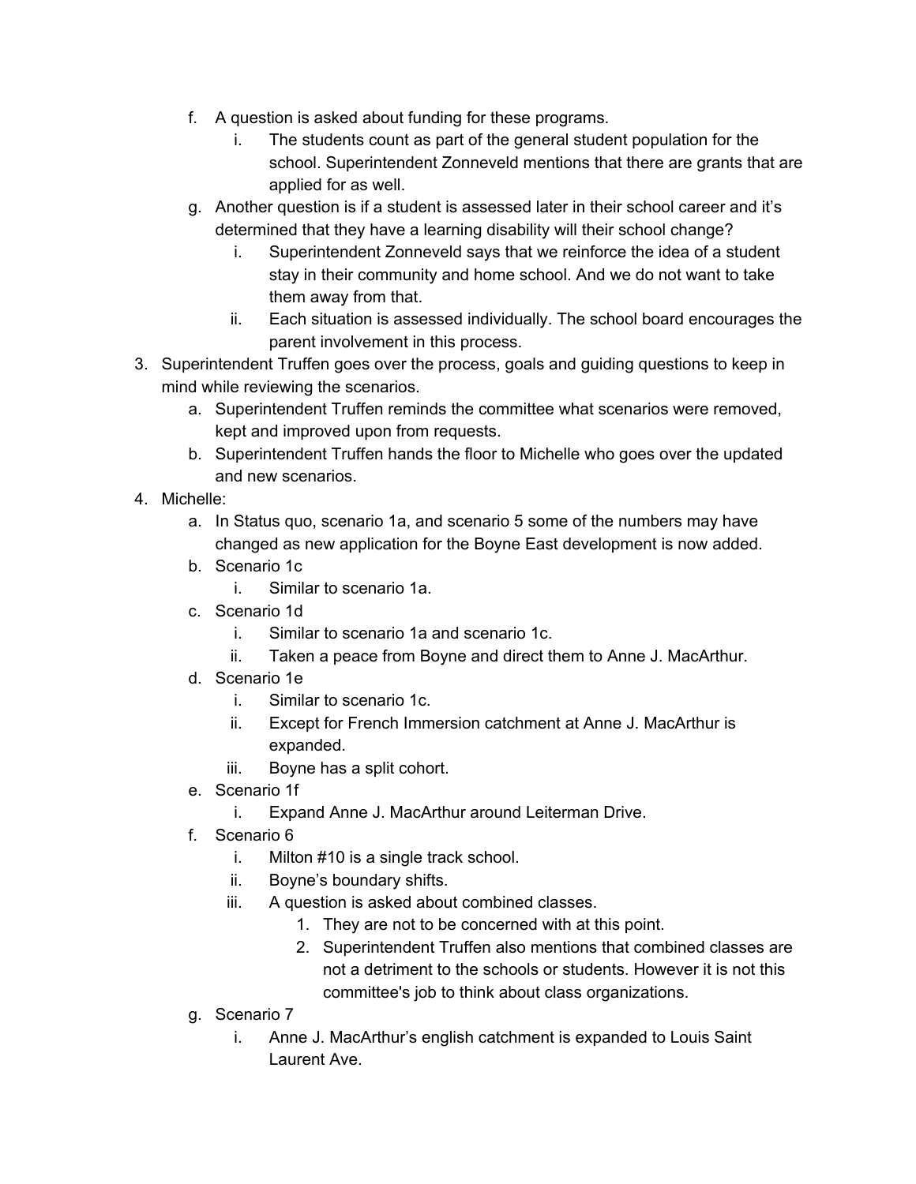f. A question is asked about funding for these programs.
    i. The students count as part of the general student population for the school. Superintendent Zonneveld mentions that there are grants that are applied for as well.

g. Another question is if a student is assessed later in their school career and it's determined that they have a learning disability will their school change?
    i. Superintendent Zonneveld says that we reinforce the idea of a student stay in their community and home school. And we do not want to take them away from that.
    ii. Each situation is assessed individually. The school board encourages the parent involvement in this process.

3. Superintendent Truffen goes over the process, goals and guiding questions to keep in mind while reviewing the scenarios.
    a. Superintendent Truffen reminds the committee what scenarios were removed, kept and improved upon from requests.
    b. Superintendent Truffen hands the floor to Michelle who goes over the updated and new scenarios.

4. Michelle:
    a. In Status quo, scenario 1a, and scenario 5 some of the numbers may have changed as new application for the Boyne East development is now added.
    b. Scenario 1c
        i. Similar to scenario 1a.
    c. Scenario 1d
        i. Similar to scenario 1a and scenario 1c.
        ii. Taken a peace from Boyne and direct them to Anne J. MacArthur.
    d. Scenario 1e
        i. Similar to scenario 1c.
        ii. Except for French Immersion catchment at Anne J. MacArthur is expanded.
        iii. Boyne has a split cohort.
    e. Scenario 1f
        i. Expand Anne J. MacArthur around Leiterman Drive.
    f. Scenario 6
        i. Milton #10 is a single track school.
        ii. Boyne's boundary shifts.
        iii. A question is asked about combined classes.
            1. They are not to be concerned with at this point.
            2. Superintendent Truffen also mentions that combined classes are not a detriment to the schools or students. However it is not this committee's job to think about class organizations.
    g. Scenario 7
        i. Anne J. MacArthur's english catchment is expanded to Louis Saint Laurent Ave.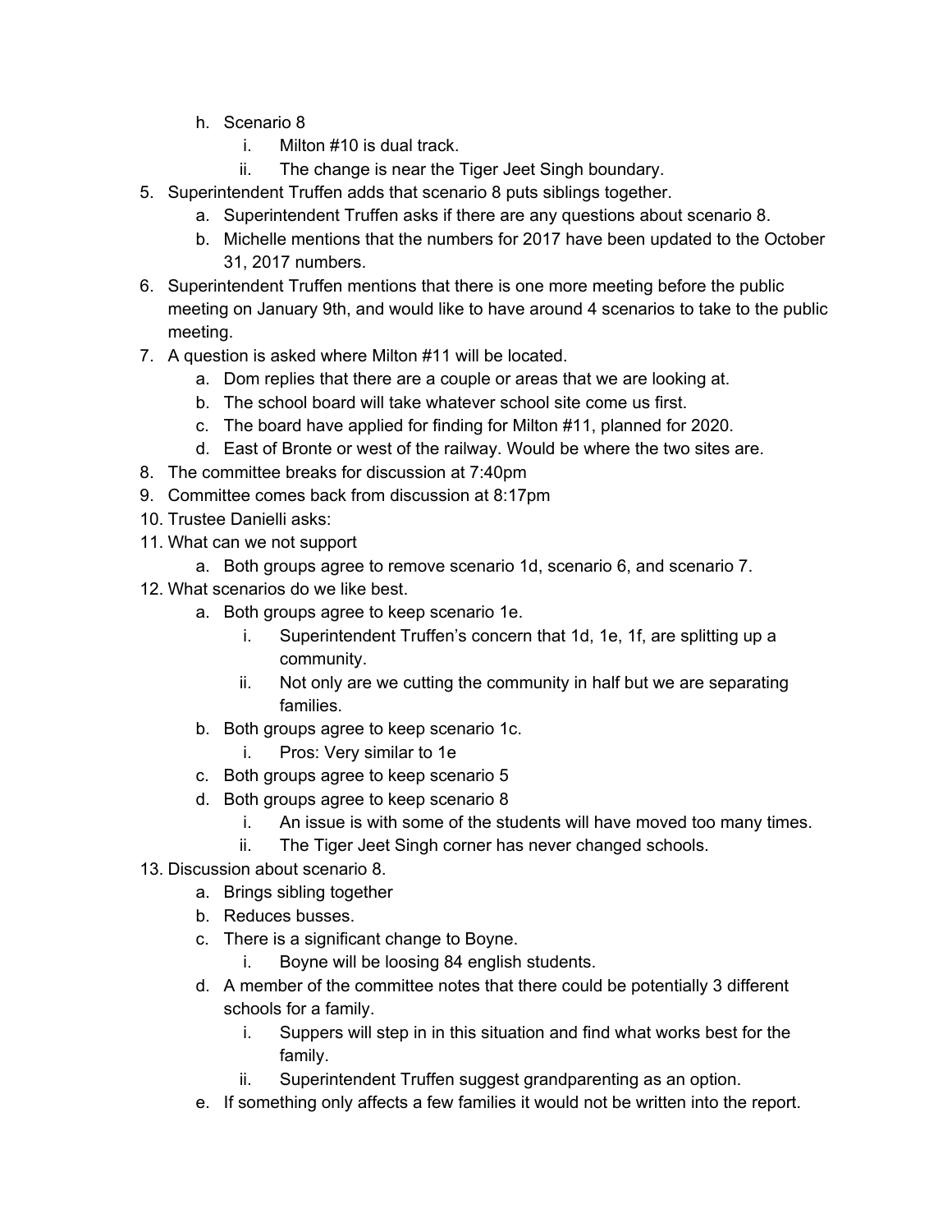h. Scenario 8
        i. Milton #10 is dual track.
        ii. The change is near the Tiger Jeet Singh boundary.

5. Superintendent Truffen adds that scenario 8 puts siblings together.
    a. Superintendent Truffen asks if there are any questions about scenario 8.
    b. Michelle mentions that the numbers for 2017 have been updated to the October 31, 2017 numbers.
6. Superintendent Truffen mentions that there is one more meeting before the public meeting on January 9th, and would like to have around 4 scenarios to take to the public meeting.
7. A question is asked where Milton #11 will be located.
    a. Dom replies that there are a couple or areas that we are looking at.
    b. The school board will take whatever school site come us first.
    c. The board have applied for finding for Milton #11, planned for 2020.
    d. East of Bronte or west of the railway. Would be where the two sites are.
8. The committee breaks for discussion at 7:40pm
9. Committee comes back from discussion at 8:17pm
10. Trustee Danielli asks:
11. What can we not support
    a. Both groups agree to remove scenario 1d, scenario 6, and scenario 7.
12. What scenarios do we like best.
    a. Both groups agree to keep scenario 1e.
        i. Superintendent Truffen's concern that 1d, 1e, 1f, are splitting up a community.
        ii. Not only are we cutting the community in half but we are separating families.
    b. Both groups agree to keep scenario 1c.
        i. Pros: Very similar to 1e
    c. Both groups agree to keep scenario 5
    d. Both groups agree to keep scenario 8
        i. An issue is with some of the students will have moved too many times.
        ii. The Tiger Jeet Singh corner has never changed schools.
13. Discussion about scenario 8.
    a. Brings sibling together
    b. Reduces busses.
    c. There is a significant change to Boyne.
        i. Boyne will be loosing 84 english students.
    d. A member of the committee notes that there could be potentially 3 different schools for a family.
        i. Suppers will step in in this situation and find what works best for the family.
        ii. Superintendent Truffen suggest grandparenting as an option.
    e. If something only affects a few families it would not be written into the report.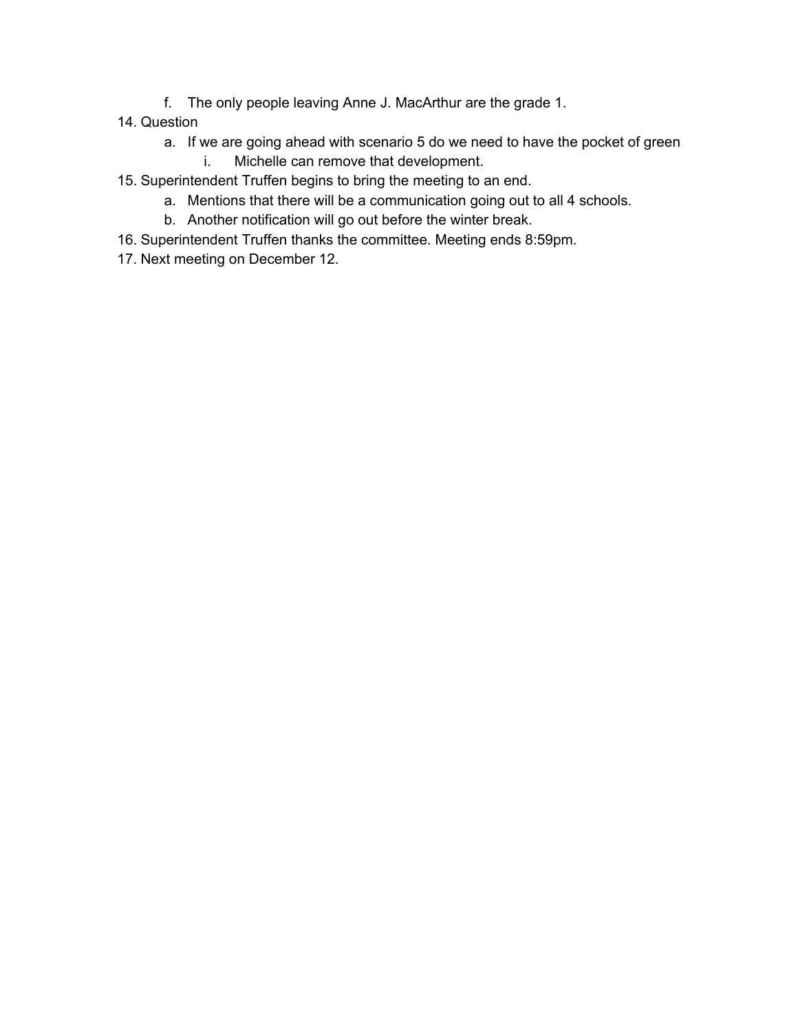f. The only people leaving Anne J. MacArthur are the grade 1.

14. Question
    a. If we are going ahead with scenario 5 do we need to have the pocket of green
        i. Michelle can remove that development.
15. Superintendent Truffen begins to bring the meeting to an end.
    a. Mentions that there will be a communication going out to all 4 schools.
    b. Another notification will go out before the winter break.
16. Superintendent Truffen thanks the committee. Meeting ends 8:59pm.
17. Next meeting on December 12.